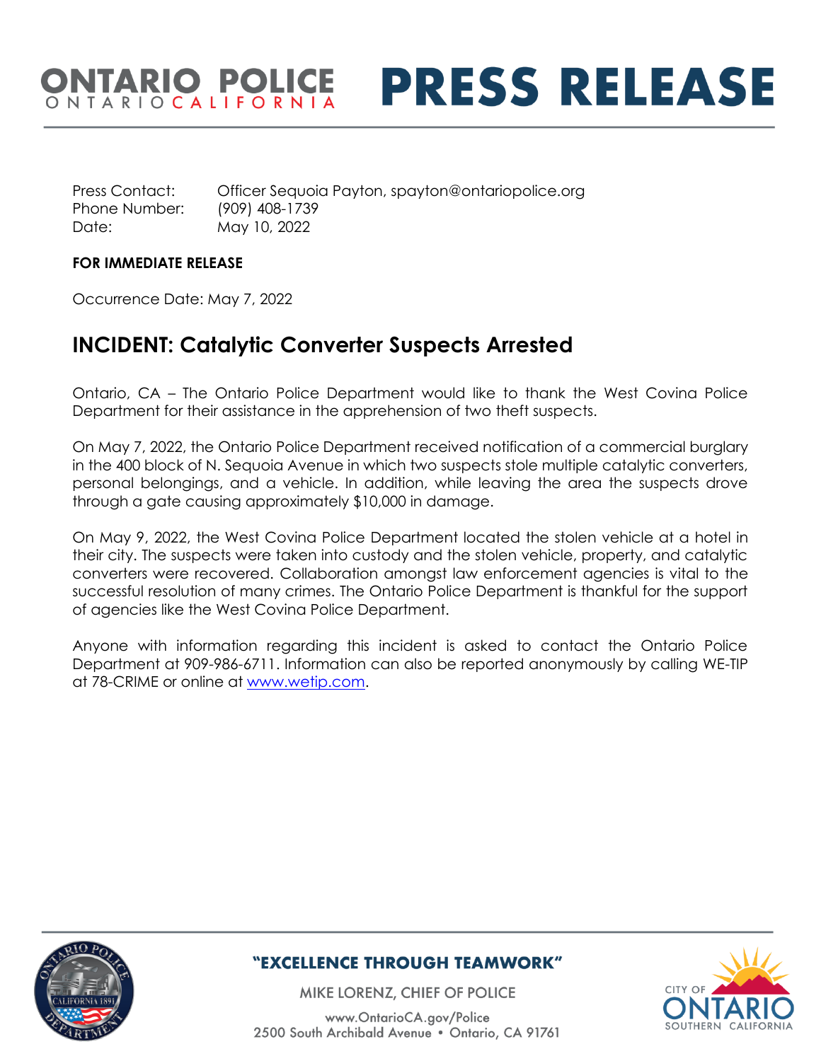# ONTARIO POLICE PRESS RELEASE

Press Contact: Officer Sequoia Payton, spayton@ontariopolice.org
Phone Number: (909) 408-1739
Date: May 10, 2022

**FOR IMMEDIATE RELEASE**

Occurrence Date: May 7, 2022

## INCIDENT: Catalytic Converter Suspects Arrested

Ontario, CA – The Ontario Police Department would like to thank the West Covina Police Department for their assistance in the apprehension of two theft suspects.

On May 7, 2022, the Ontario Police Department received notification of a commercial burglary in the 400 block of N. Sequoia Avenue in which two suspects stole multiple catalytic converters, personal belongings, and a vehicle. In addition, while leaving the area the suspects drove through a gate causing approximately $10,000 in damage.

On May 9, 2022, the West Covina Police Department located the stolen vehicle at a hotel in their city. The suspects were taken into custody and the stolen vehicle, property, and catalytic converters were recovered. Collaboration amongst law enforcement agencies is vital to the successful resolution of many crimes. The Ontario Police Department is thankful for the support of agencies like the West Covina Police Department.

Anyone with information regarding this incident is asked to contact the Ontario Police Department at 909-986-6711. Information can also be reported anonymously by calling WE-TIP at 78-CRIME or online at www.wetip.com.

**"EXCELLENCE THROUGH TEAMWORK"**

MIKE LORENZ, CHIEF OF POLICE

www.OntarioCA.gov/Police
2500 South Archibald Avenue • Ontario, CA 91761